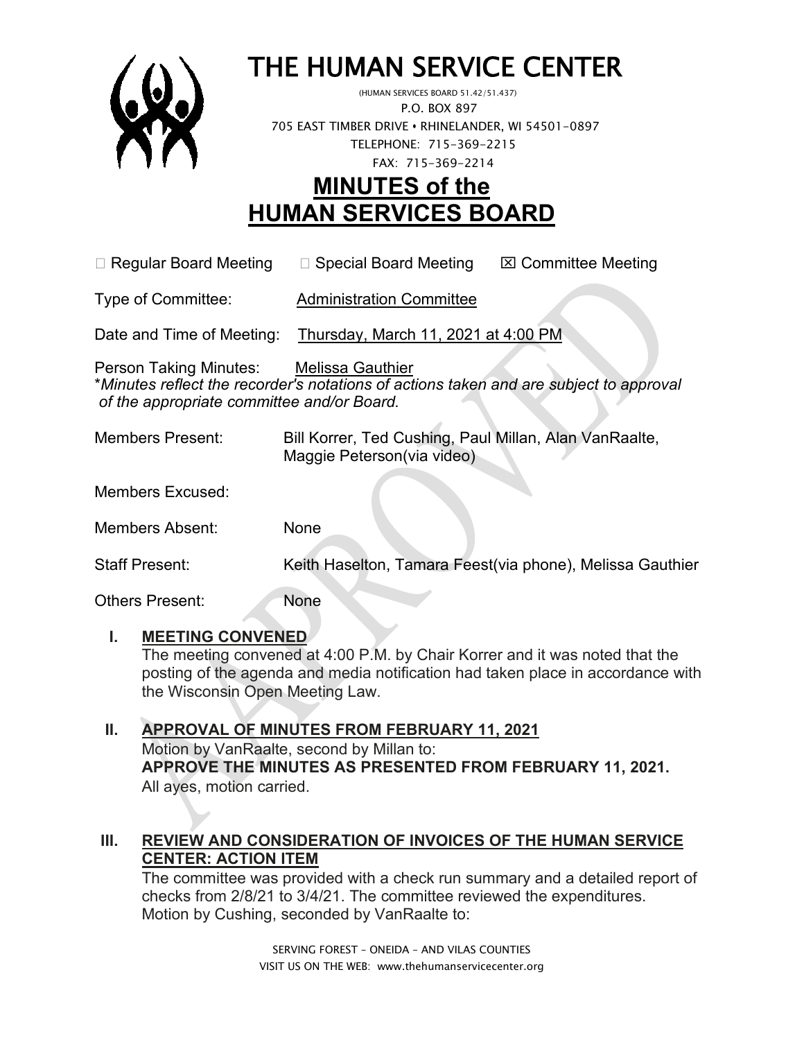# THE HUMAN SERVICE CENTER

(HUMAN SERVICES BOARD 51.42/51.437)
P.O. BOX 897
705 EAST TIMBER DRIVE • RHINELANDER, WI 54501-0897
TELEPHONE: 715-369-2215
FAX: 715-369-2214

## MINUTES of the HUMAN SERVICES BOARD

☐ Regular Board Meeting ☐ Special Board Meeting ☒ Committee Meeting

Type of Committee: Administration Committee

Date and Time of Meeting: Thursday, March 11, 2021 at 4:00 PM

Person Taking Minutes: Melissa Gauthier
**Minutes reflect the recorder's notations of actions taken and are subject to approval of the appropriate committee and/or Board.*

Members Present: Bill Korrer, Ted Cushing, Paul Millan, Alan VanRaalte, Maggie Peterson(via video)

Members Excused:

Members Absent: None

Staff Present: Keith Haselton, Tamara Feest(via phone), Melissa Gauthier

Others Present: None

**I. MEETING CONVENED**

The meeting convened at 4:00 P.M. by Chair Korrer and it was noted that the posting of the agenda and media notification had taken place in accordance with the Wisconsin Open Meeting Law.

**II. APPROVAL OF MINUTES FROM FEBRUARY 11, 2021**

Motion by VanRaalte, second by Millan to:
**APPROVE THE MINUTES AS PRESENTED FROM FEBRUARY 11, 2021.**
All ayes, motion carried.

**III. REVIEW AND CONSIDERATION OF INVOICES OF THE HUMAN SERVICE CENTER: ACTION ITEM**

The committee was provided with a check run summary and a detailed report of checks from 2/8/21 to 3/4/21. The committee reviewed the expenditures.
Motion by Cushing, seconded by VanRaalte to:

SERVING FOREST – ONEIDA – AND VILAS COUNTIES
VISIT US ON THE WEB: www.thehumanservicecenter.org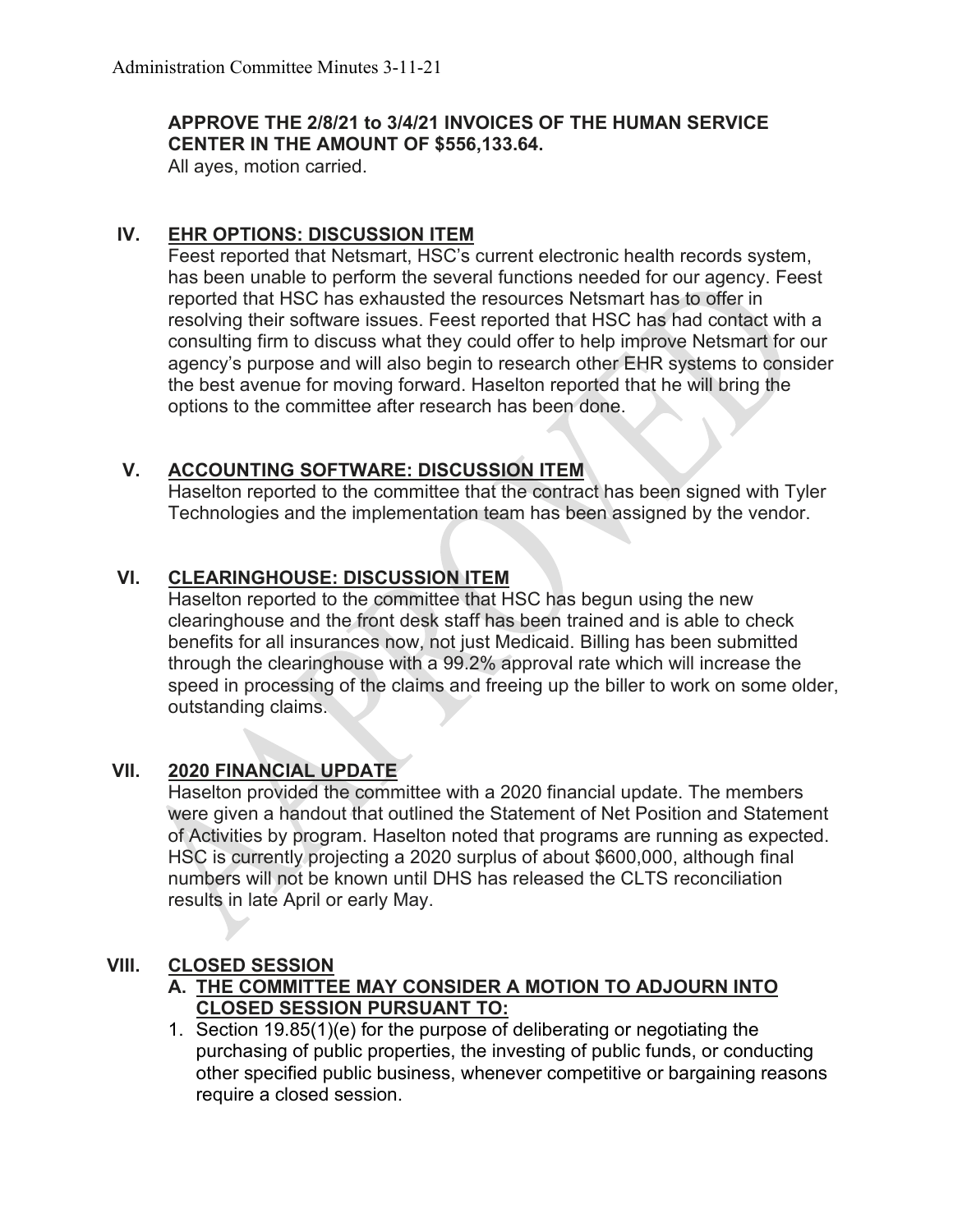**APPROVE THE 2/8/21 to 3/4/21 INVOICES OF THE HUMAN SERVICE CENTER IN THE AMOUNT OF $556,133.64.**
All ayes, motion carried.

## IV. EHR OPTIONS: DISCUSSION ITEM

Feest reported that Netsmart, HSC's current electronic health records system, has been unable to perform the several functions needed for our agency. Feest reported that HSC has exhausted the resources Netsmart has to offer in resolving their software issues. Feest reported that HSC has had contact with a consulting firm to discuss what they could offer to help improve Netsmart for our agency's purpose and will also begin to research other EHR systems to consider the best avenue for moving forward. Haselton reported that he will bring the options to the committee after research has been done.

## V. ACCOUNTING SOFTWARE: DISCUSSION ITEM

Haselton reported to the committee that the contract has been signed with Tyler Technologies and the implementation team has been assigned by the vendor.

## VI. CLEARINGHOUSE: DISCUSSION ITEM

Haselton reported to the committee that HSC has begun using the new clearinghouse and the front desk staff has been trained and is able to check benefits for all insurances now, not just Medicaid. Billing has been submitted through the clearinghouse with a 99.2% approval rate which will increase the speed in processing of the claims and freeing up the biller to work on some older, outstanding claims.

## VII. 2020 FINANCIAL UPDATE

Haselton provided the committee with a 2020 financial update. The members were given a handout that outlined the Statement of Net Position and Statement of Activities by program. Haselton noted that programs are running as expected. HSC is currently projecting a 2020 surplus of about $600,000, although final numbers will not be known until DHS has released the CLTS reconciliation results in late April or early May.

## VIII. CLOSED SESSION

**A. THE COMMITTEE MAY CONSIDER A MOTION TO ADJOURN INTO CLOSED SESSION PURSUANT TO:**

1. Section 19.85(1)(e) for the purpose of deliberating or negotiating the purchasing of public properties, the investing of public funds, or conducting other specified public business, whenever competitive or bargaining reasons require a closed session.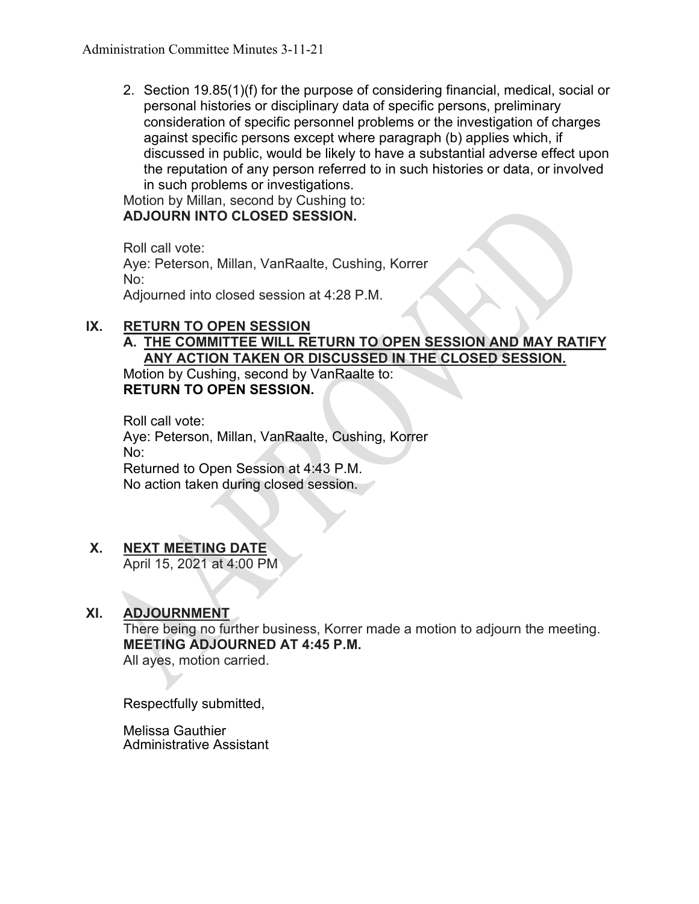2. Section 19.85(1)(f) for the purpose of considering financial, medical, social or personal histories or disciplinary data of specific persons, preliminary consideration of specific personnel problems or the investigation of charges against specific persons except where paragraph (b) applies which, if discussed in public, would be likely to have a substantial adverse effect upon the reputation of any person referred to in such histories or data, or involved in such problems or investigations.

Motion by Millan, second by Cushing to:
**ADJOURN INTO CLOSED SESSION.**

Roll call vote:
Aye: Peterson, Millan, VanRaalte, Cushing, Korrer
No:
Adjourned into closed session at 4:28 P.M.

## IX. RETURN TO OPEN SESSION

**A. THE COMMITTEE WILL RETURN TO OPEN SESSION AND MAY RATIFY ANY ACTION TAKEN OR DISCUSSED IN THE CLOSED SESSION.**

Motion by Cushing, second by VanRaalte to:
**RETURN TO OPEN SESSION.**

Roll call vote:
Aye: Peterson, Millan, VanRaalte, Cushing, Korrer
No:
Returned to Open Session at 4:43 P.M.
No action taken during closed session.

## X. NEXT MEETING DATE

April 15, 2021 at 4:00 PM

## XI. ADJOURNMENT

There being no further business, Korrer made a motion to adjourn the meeting.
**MEETING ADJOURNED AT 4:45 P.M.**
All ayes, motion carried.

Respectfully submitted,

Melissa Gauthier
Administrative Assistant